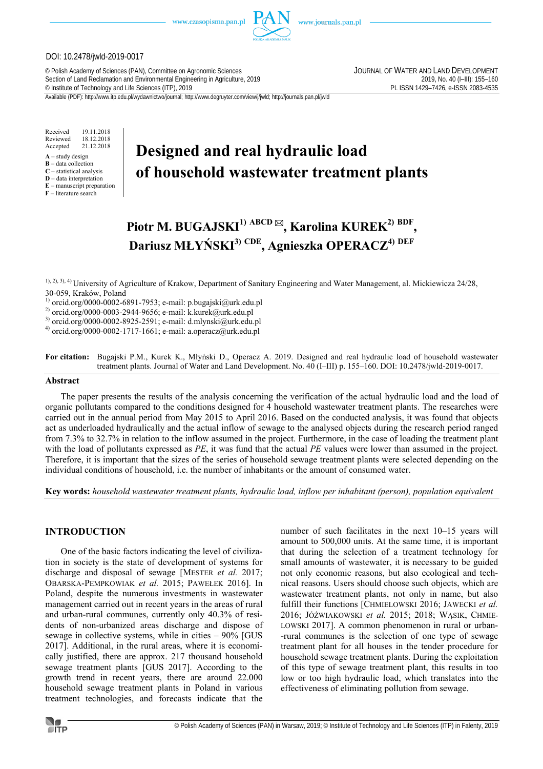DOI: 10.2478/jwld-2019-0017

© Polish Academy of Sciences (PAN), Committee on Agronomic Sciences
Section of Land Reclamation and Environmental Engineering in Agriculture, 2019
© Institute of Technology and Life Sciences (ITP), 2019

JOURNAL OF WATER AND LAND DEVELOPMENT
2019, No. 40 (I–III): 155–160
PL ISSN 1429–7426, e-ISSN 2083-4535

Available (PDF): http://www.itp.edu.pl/wydawnictwo/journal; http://www.degruyter.com/view/j/jwld; http://journals.pan.pl/jwld

Received 19.11.2018
Reviewed 18.12.2018
Accepted 21.12.2018

**A** – study design
**B** – data collection
**C** – statistical analysis
**D** – data interpretation
**E** – manuscript preparation
**F** – literature search

# Designed and real hydraulic load of household wastewater treatment plants

**Piotr M. BUGAJSKI[1) ABCD] ✉, Karolina KUREK[2) BDF], Dariusz MŁYŃSKI[3) CDE], Agnieszka OPERACZ[4) DEF]**

[1), 2), 3), 4)] University of Agriculture of Krakow, Department of Sanitary Engineering and Water Management, al. Mickiewicza 24/28, 30-059, Kraków, Poland

[1)] orcid.org/0000-0002-6891-7953; e-mail: p.bugajski@urk.edu.pl
[2)] orcid.org/0000-0003-2944-9656; e-mail: k.kurek@urk.edu.pl
[3)] orcid.org/0000-0002-8925-2591; e-mail: d.mlynski@urk.edu.pl
[4)] orcid.org/0000-0002-1717-1661; e-mail: a.operacz@urk.edu.pl

**For citation:** Bugajski P.M., Kurek K., Młyński D., Operacz A. 2019. Designed and real hydraulic load of household wastewater treatment plants. Journal of Water and Land Development. No. 40 (I–III) p. 155–160. DOI: 10.2478/jwld-2019-0017.

## Abstract

The paper presents the results of the analysis concerning the verification of the actual hydraulic load and the load of organic pollutants compared to the conditions designed for 4 household wastewater treatment plants. The researches were carried out in the annual period from May 2015 to April 2016. Based on the conducted analysis, it was found that objects act as underloaded hydraulically and the actual inflow of sewage to the analysed objects during the research period ranged from 7.3% to 32.7% in relation to the inflow assumed in the project. Furthermore, in the case of loading the treatment plant with the load of pollutants expressed as *PE*, it was fund that the actual *PE* values were lower than assumed in the project. Therefore, it is important that the sizes of the series of household sewage treatment plants were selected depending on the individual conditions of household, i.e. the number of inhabitants or the amount of consumed water.

**Key words:** *household wastewater treatment plants, hydraulic load, inflow per inhabitant (person), population equivalent*

## INTRODUCTION

One of the basic factors indicating the level of civilization in society is the state of development of systems for discharge and disposal of sewage [MESTER *et al.* 2017; OBARSKA-PEMPKOWIAK *et al.* 2015; PAWEŁEK 2016]. In Poland, despite the numerous investments in wastewater management carried out in recent years in the areas of rural and urban-rural communes, currently only 40.3% of residents of non-urbanized areas discharge and dispose of sewage in collective systems, while in cities – 90% [GUS 2017]. Additional, in the rural areas, where it is economically justified, there are approx. 217 thousand household sewage treatment plants [GUS 2017]. According to the growth trend in recent years, there are around 22.000 household sewage treatment plants in Poland in various treatment technologies, and forecasts indicate that the number of such facilitates in the next 10–15 years will amount to 500,000 units. At the same time, it is important that during the selection of a treatment technology for small amounts of wastewater, it is necessary to be guided not only economic reasons, but also ecological and technical reasons. Users should choose such objects, which are wastewater treatment plants, not only in name, but also fulfill their functions [CHMIELOWSKI 2016; JAWECKI *et al.* 2016; JÓŹWIAKOWSKI *et al.* 2015; 2018; WĄSIK, CHMIELOWSKI 2017]. A common phenomenon in rural or urban-rural communes is the selection of one type of sewage treatment plant for all houses in the tender procedure for household sewage treatment plants. During the exploitation of this type of sewage treatment plant, this results in too low or too high hydraulic load, which translates into the effectiveness of eliminating pollution from sewage.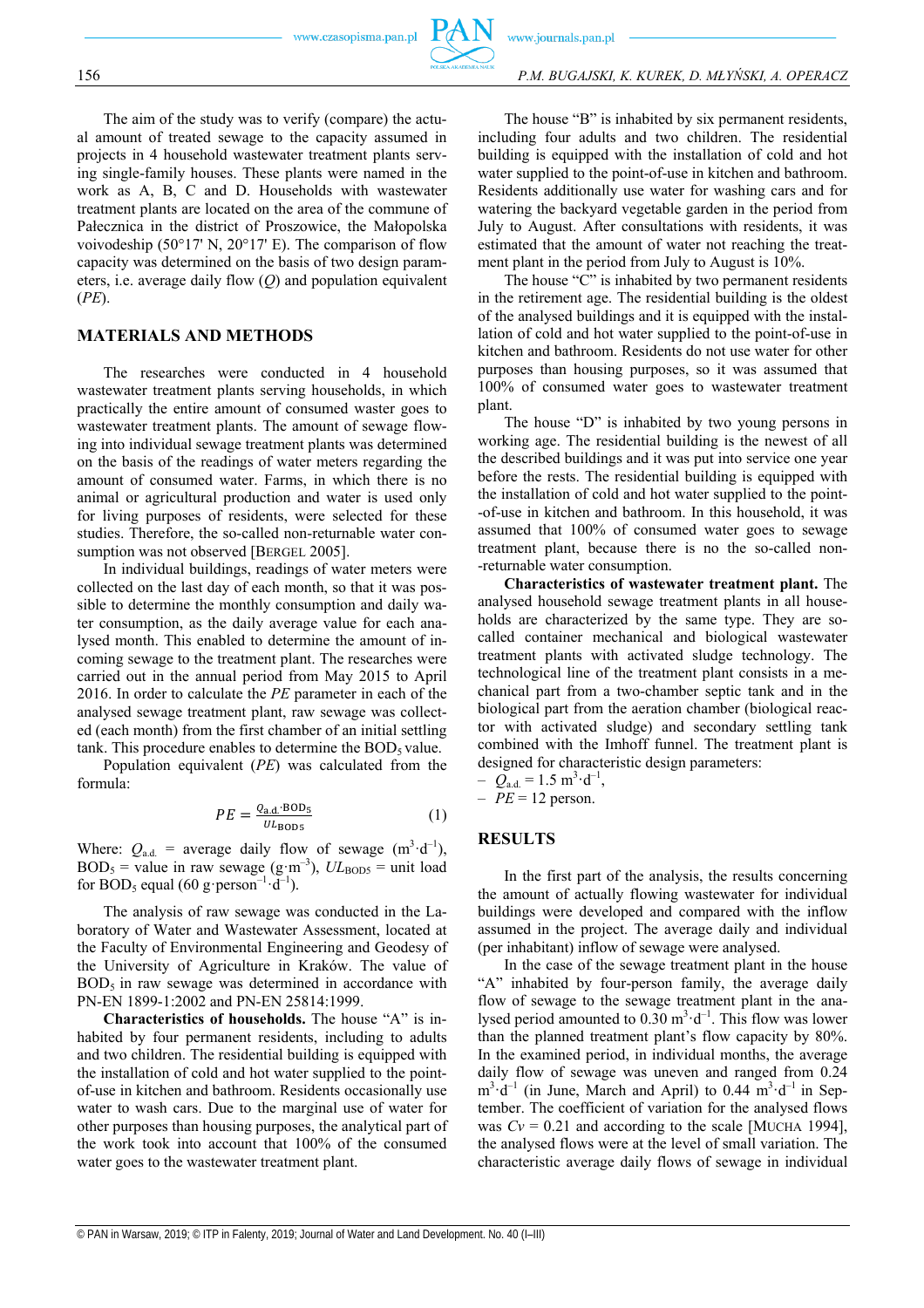The aim of the study was to verify (compare) the actual amount of treated sewage to the capacity assumed in projects in 4 household wastewater treatment plants serving single-family houses. These plants were named in the work as A, B, C and D. Households with wastewater treatment plants are located on the area of the commune of Pałecznica in the district of Proszowice, the Małopolska voivodeship (50°17' N, 20°17' E). The comparison of flow capacity was determined on the basis of two design parameters, i.e. average daily flow ($Q$) and population equivalent ($PE$).

## MATERIALS AND METHODS

The researches were conducted in 4 household wastewater treatment plants serving households, in which practically the entire amount of consumed waster goes to wastewater treatment plants. The amount of sewage flowing into individual sewage treatment plants was determined on the basis of the readings of water meters regarding the amount of consumed water. Farms, in which there is no animal or agricultural production and water is used only for living purposes of residents, were selected for these studies. Therefore, the so-called non-returnable water consumption was not observed [BERGEL 2005].

In individual buildings, readings of water meters were collected on the last day of each month, so that it was possible to determine the monthly consumption and daily water consumption, as the daily average value for each analysed month. This enabled to determine the amount of incoming sewage to the treatment plant. The researches were carried out in the annual period from May 2015 to April 2016. In order to calculate the $PE$ parameter in each of the analysed sewage treatment plant, raw sewage was collected (each month) from the first chamber of an initial settling tank. This procedure enables to determine the $BOD_5$ value.

Population equivalent ($PE$) was calculated from the formula:

$$PE = \frac{Q_{\text{a.d.}} \cdot \text{BOD}_5}{UL_{\text{BOD5}}} \tag{1}$$

Where: $Q_{\text{a.d.}}$ = average daily flow of sewage ($m^3 \cdot d^{-1}$), $BOD_5$ = value in raw sewage ($g \cdot m^{-3}$), $UL_{BOD5}$ = unit load for $BOD_5$ equal (60 $g \cdot person^{-1} \cdot d^{-1}$).

The analysis of raw sewage was conducted in the Laboratory of Water and Wastewater Assessment, located at the Faculty of Environmental Engineering and Geodesy of the University of Agriculture in Kraków. The value of $BOD_5$ in raw sewage was determined in accordance with PN-EN 1899-1:2002 and PN-EN 25814:1999.

**Characteristics of households.** The house "A" is inhabited by four permanent residents, including to adults and two children. The residential building is equipped with the installation of cold and hot water supplied to the point-of-use in kitchen and bathroom. Residents occasionally use water to wash cars. Due to the marginal use of water for other purposes than housing purposes, the analytical part of the work took into account that 100% of the consumed water goes to the wastewater treatment plant.

The house "B" is inhabited by six permanent residents, including four adults and two children. The residential building is equipped with the installation of cold and hot water supplied to the point-of-use in kitchen and bathroom. Residents additionally use water for washing cars and for watering the backyard vegetable garden in the period from July to August. After consultations with residents, it was estimated that the amount of water not reaching the treatment plant in the period from July to August is 10%.

The house "C" is inhabited by two permanent residents in the retirement age. The residential building is the oldest of the analysed buildings and it is equipped with the installation of cold and hot water supplied to the point-of-use in kitchen and bathroom. Residents do not use water for other purposes than housing purposes, so it was assumed that 100% of consumed water goes to wastewater treatment plant.

The house "D" is inhabited by two young persons in working age. The residential building is the newest of all the described buildings and it was put into service one year before the rests. The residential building is equipped with the installation of cold and hot water supplied to the point-of-use in kitchen and bathroom. In this household, it was assumed that 100% of consumed water goes to sewage treatment plant, because there is no the so-called non-returnable water consumption.

**Characteristics of wastewater treatment plant.** The analysed household sewage treatment plants in all households are characterized by the same type. They are so-called container mechanical and biological wastewater treatment plants with activated sludge technology. The technological line of the treatment plant consists in a mechanical part from a two-chamber septic tank and in the biological part from the aeration chamber (biological reactor with activated sludge) and secondary settling tank combined with the Imhoff funnel. The treatment plant is designed for characteristic design parameters:

- $Q_{\text{a.d.}}$ = 1.5 $m^3 \cdot d^{-1}$,
- $PE$ = 12 person.

## RESULTS

In the first part of the analysis, the results concerning the amount of actually flowing wastewater for individual buildings were developed and compared with the inflow assumed in the project. The average daily and individual (per inhabitant) inflow of sewage were analysed.

In the case of the sewage treatment plant in the house "A" inhabited by four-person family, the average daily flow of sewage to the sewage treatment plant in the analysed period amounted to 0.30 $m^3 \cdot d^{-1}$. This flow was lower than the planned treatment plant's flow capacity by 80%. In the examined period, in individual months, the average daily flow of sewage was uneven and ranged from 0.24 $m^3 \cdot d^{-1}$ (in June, March and April) to 0.44 $m^3 \cdot d^{-1}$ in September. The coefficient of variation for the analysed flows was $Cv$ = 0.21 and according to the scale [MUCHA 1994], the analysed flows were at the level of small variation. The characteristic average daily flows of sewage in individual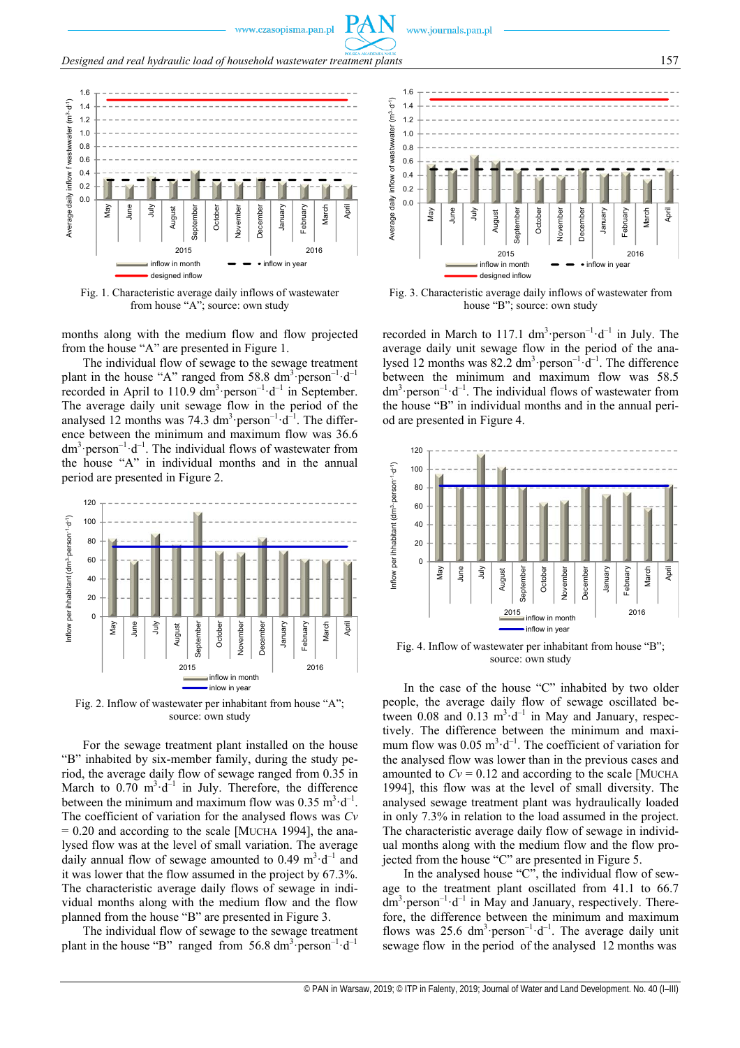Fig. 1. Characteristic average daily inflows of wastewater from house "A"; source: own study

months along with the medium flow and flow projected from the house "A" are presented in Figure 1.

The individual flow of sewage to the sewage treatment plant in the house "A" ranged from 58.8 $dm^3 \cdot person^{-1} \cdot d^{-1}$ recorded in April to 110.9 $dm^3 \cdot person^{-1} \cdot d^{-1}$ in September. The average daily unit sewage flow in the period of the analysed 12 months was 74.3 $dm^3 \cdot person^{-1} \cdot d^{-1}$. The difference between the minimum and maximum flow was 36.6 $dm^3 \cdot person^{-1} \cdot d^{-1}$. The individual flows of wastewater from the house "A" in individual months and in the annual period are presented in Figure 2.

Fig. 2. Inflow of wastewater per inhabitant from house "A"; source: own study

For the sewage treatment plant installed on the house "B" inhabited by six-member family, during the study period, the average daily flow of sewage ranged from 0.35 in March to 0.70 $m^3 \cdot d^{-1}$ in July. Therefore, the difference between the minimum and maximum flow was 0.35 $m^3 \cdot d^{-1}$. The coefficient of variation for the analysed flows was $Cv$ = 0.20 and according to the scale [MUCHA 1994], the analysed flow was at the level of small variation. The average daily annual flow of sewage amounted to 0.49 $m^3 \cdot d^{-1}$ and it was lower that the flow assumed in the project by 67.3%. The characteristic average daily flows of sewage in individual months along with the medium flow and planned from the house "B" are presented in Figure 3.

The individual flow of sewage to the sewage treatment plant in the house "B" ranged from 56.8 $dm^3 \cdot person^{-1} \cdot d^{-1}$ recorded in March to 117.1 $dm^3 \cdot person^{-1} \cdot d^{-1}$ in July. The average daily unit sewage flow in the period of the analysed 12 months was 82.2 $dm^3 \cdot person^{-1} \cdot d^{-1}$. The difference between the minimum and maximum flow was 58.5 $dm^3 \cdot person^{-1} \cdot d^{-1}$. The individual flows of wastewater from the house "B" in individual months and in the annual period are presented in Figure 4.

Fig. 3. Characteristic average daily inflows of wastewater from house "B"; source: own study

Fig. 4. Inflow of wastewater per inhabitant from house "B"; source: own study

In the case of the house "C" inhabited by two older people, the average daily flow of sewage oscillated between 0.08 and 0.13 $m^3 \cdot d^{-1}$ in May and January, respectively. The difference between the minimum and maximum flow was 0.05 $m^3 \cdot d^{-1}$. The coefficient of variation for the analysed flow was lower than in the previous cases and amounted to $Cv$ = 0.12 and according to the scale [MUCHA 1994], this flow was at the level of small diversity. The analysed sewage treatment plant was hydraulically loaded in only 7.3% in relation to the load assumed in the project. The characteristic average daily flow of sewage in individual months along with the medium flow and the flow projected from the house "C" are presented in Figure 5.

In the analysed house "C", the individual flow of sewage to the treatment plant oscillated from 41.1 to 66.7 $dm^3 \cdot person^{-1} \cdot d^{-1}$ in May and January, respectively. Therefore, the difference between the minimum and maximum flows was 25.6 $dm^3 \cdot person^{-1} \cdot d^{-1}$. The average daily unit sewage flow in the period of the analysed 12 months was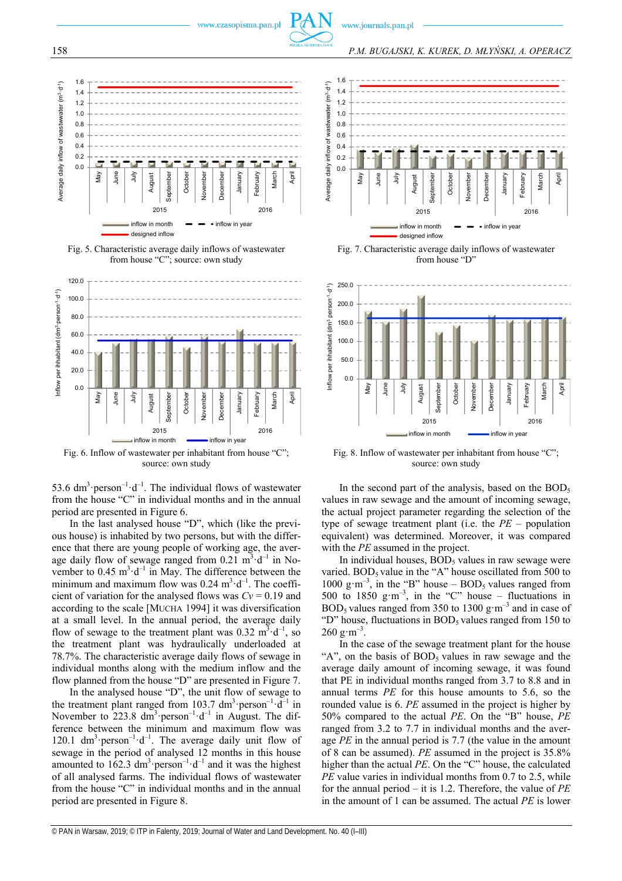Fig. 5. Characteristic average daily inflows of wastewater from house "C"; source: own study

Fig. 7. Characteristic average daily inflows of wastewater from house "D"

Fig. 6. Inflow of wastewater per inhabitant from house "C"; source: own study

Fig. 8. Inflow of wastewater per inhabitant from house "C"; source: own study

53.6 $dm^3 \cdot person^{-1} \cdot d^{-1}$. The individual flows of wastewater from the house "C" in individual months and in the annual period are presented in Figure 6.

In the last analysed house "D", which (like the previous house) is inhabited by two persons, but with the difference that there are young people of working age, the average daily flow of sewage ranged from 0.21 $m^3 \cdot d^{-1}$ in November to 0.45 $m^3 \cdot d^{-1}$ in May. The difference between the minimum and maximum flow was 0.24 $m^3 \cdot d^{-1}$. The coefficient of variation for the analysed flows was $Cv$ = 0.19 and according to the scale [MUCHA 1994] it was diversification at a small level. In the annual period, the average daily flow of sewage to the treatment plant was 0.32 $m^3 \cdot d^{-1}$, so the treatment plant was hydraulically underloaded at 78.7%. The characteristic average daily flows of sewage in individual months along with the medium inflow and the flow planned from the house "D" are presented in Figure 7.

In the analysed house "D", the unit flow of sewage to the treatment plant ranged from 103.7 $dm^3 \cdot person^{-1} \cdot d^{-1}$ in November to 223.8 $dm^3 \cdot person^{-1} \cdot d^{-1}$ in August. The difference between the minimum and maximum flow was 120.1 $dm^3 \cdot person^{-1} \cdot d^{-1}$. The average daily unit flow of sewage in the period of analysed 12 months in this house amounted to 162.3 $dm^3 \cdot person^{-1} \cdot d^{-1}$ and it was the highest of all analysed farms. The individual flows of wastewater from the house "C" in individual months and in the annual period are presented in Figure 8.

In the second part of the analysis, based on the $BOD_5$ values in raw sewage and the amount of incoming sewage, the actual project parameter regarding the selection of the type of sewage treatment plant (i.e. the *PE* – population equivalent) was determined. Moreover, it was compared with the *PE* assumed in the project.

In individual houses, $BOD_5$ values in raw sewage were varied. $BOD_5$ value in the "A" house oscillated from 500 to 1000 $g \cdot m^{-3}$, in the "B" house – $BOD_5$ values ranged from 500 to 1850 $g \cdot m^{-3}$, in the "C" house – fluctuations in $BOD_5$ values ranged from 350 to 1300 $g \cdot m^{-3}$ and in case of "D" house, fluctuations in $BOD_5$ values ranged from 150 to 260 $g \cdot m^{-3}$.

In the case of the sewage treatment plant for the house "A", on the basis of $BOD_5$ values in raw sewage and the average daily amount of incoming sewage, it was found that PE in individual months ranged from 3.7 to 8.8 and in annual terms *PE* for this house amounts to 5.6, so the rounded value is 6. *PE* assumed in the project is higher by 50% compared to the actual *PE*. On the "B" house, *PE* ranged from 3.2 to 7.7 in individual months and the average *PE* in the annual period is 7.7 (the value in the amount of 8 can be assumed). *PE* assumed in the project is 35.8% higher than the actual *PE*. On the "C" house, the calculated *PE* value varies in individual months from 0.7 to 2.5, while for the annual period – it is 1.2. Therefore, the value of *PE* in the amount of 1 can be assumed. The actual *PE* is lower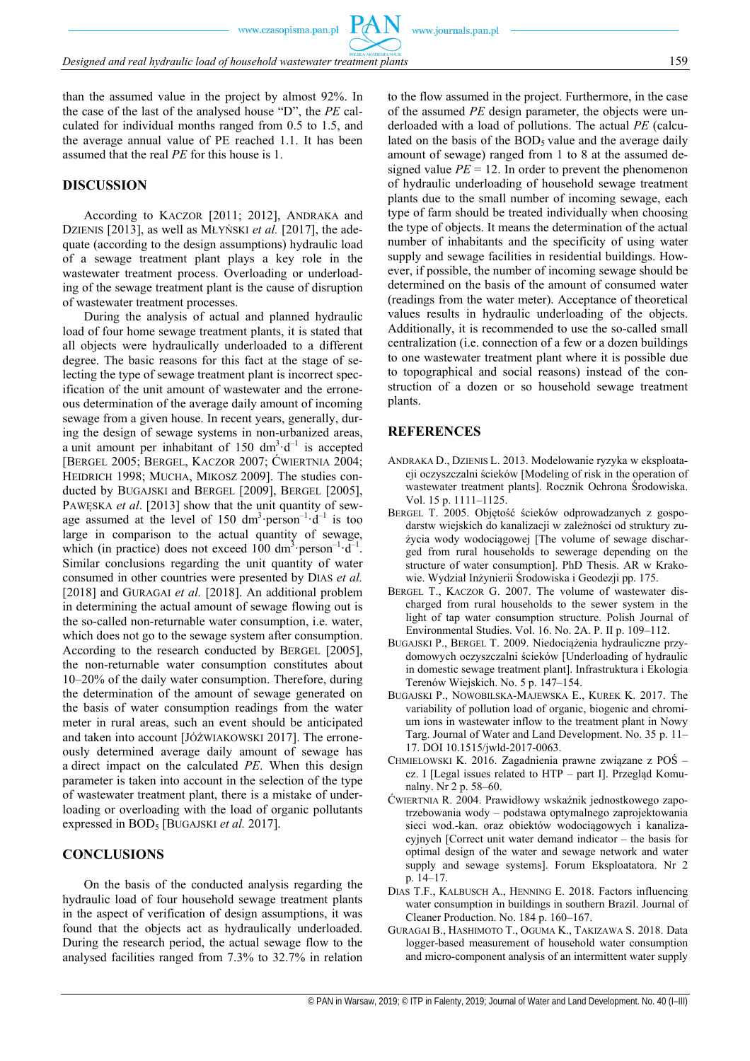than the assumed value in the project by almost 92%. In the case of the last of the analysed house "D", the *PE* calculated for individual months ranged from 0.5 to 1.5, and the average annual value of PE reached 1.1. It has been assumed that the real *PE* for this house is 1.

## DISCUSSION

According to KACZOR [2011; 2012], ANDRAKA and DZIENIS [2013], as well as MŁYŃSKI *et al.* [2017], the adequate (according to the design assumptions) hydraulic load of a sewage treatment plant plays a key role in the wastewater treatment process. Overloading or underloading of the sewage treatment plant is the cause of disruption of the wastewater treatment processes.

During the analysis of actual and planned hydraulic load of four home sewage treatment plants, it is stated that all objects were hydraulically underloaded to a different degree. The basic reasons for this fact at the stage of selecting the type of sewage treatment plant is incorrect specification of the unit amount of wastewater and the erroneous determination of the average daily amount of incoming sewage from a given house. In recent years, generally, during the design of sewage systems in non-urbanized areas, a unit amount per inhabitant of 150 $dm^3 \cdot d^{-1}$ is accepted [BERGEL 2005; BERGEL, KACZOR 2007; ĆWIERTNIA 2004; HEIDRICH 1998; MUCHA, MIKOSZ 2009]. The studies conducted by BUGAJSKI and BERGEL [2009], BERGEL [2005], PAWĘSKA *et al.* [2013] show that the unit quantity of sewage assumed at the level of 150 $dm^3 \cdot person^{-1} \cdot d^{-1}$ is too large in comparison to the actual quantity of sewage, which (in practice) does not exceed 100 $dm^3 \cdot person^{-1} \cdot d^{-1}$. Similar conclusions regarding the unit quantity of water consumed in other countries were presented by DIAS *et al.* [2018] and GURAGAI *et al.* [2018]. An additional problem in determining the actual amount of sewage flowing out is the so-called non-returnable water consumption, i.e. water, which does not go to the sewage system after consumption. According to the research conducted by BERGEL [2005], the non-returnable water consumption constitutes about 10–20% of the daily water consumption. Therefore, during the determination of the amount of sewage generated on the basis of water consumption readings from the water meter in rural areas, such an event should be anticipated and taken into account [JÓŹWIAKOWSKI 2017]. The erroneously determined average daily amount of sewage has a direct impact on the calculated *PE*. When this design parameter is taken into account in the selection of the type of wastewater treatment plant, there is a mistake of underloading or overloading with the load of organic pollutants expressed in $BOD_5$ [BUGAJSKI *et al.* 2017].

## CONCLUSIONS

On the basis of the conducted analysis regarding the hydraulic load of four household sewage treatment plants in the aspect of verification of design assumptions, it was found that the objects act as hydraulically underloaded. During the research period, the actual sewage flow to the analysed facilities ranged from 7.3% to 32.7% in relation to the flow assumed in the project. Furthermore, in the case of the assumed *PE* design parameter, the objects were underloaded with a load of pollutions. The actual *PE* (calculated on the basis of the $BOD_5$ value and the average daily amount of sewage) ranged from 1 to 8 at the assumed designed value *PE* = 12. In order to prevent the phenomenon of hydraulic underloading of household sewage treatment plants due to the small number of incoming sewage, each type of farm should be treated individually when choosing the type of objects. It means the determination of the actual number of inhabitants and the specificity of using water supply and sewage facilities in residential buildings. However, if possible, the number of incoming sewage should be determined on the basis of the amount of consumed water (readings from the water meter). Acceptance of theoretical values results in hydraulic underloading of the objects. Additionally, it is recommended to use the so-called small centralization (i.e. connection of a few or a dozen buildings to one wastewater treatment plant where it is possible due to topographical and social reasons) instead of the construction of a dozen or so household sewage treatment plants.

## REFERENCES

ANDRAKA D., DZIENIS L. 2013. Modelowanie ryzyka w eksploatacji oczyszczalni ścieków [Modeling of risk in the operation of wastewater treatment plants]. Rocznik Ochrona Środowiska. Vol. 15 p. 1111–1125.

BERGEL T. 2005. Objętość ścieków odprowadzanych z gospodarstw wiejskich do kanalizacji w zależności od struktury zużycia wody wodociągowej [The volume of sewage discharged from rural households to sewerage depending on the structure of water consumption]. PhD Thesis. AR w Krakowie. Wydział Inżynierii Środowiska i Geodezji pp. 175.

BERGEL T., KACZOR G. 2007. The volume of wastewater discharged from rural households to the sewer system in the light of tap water consumption structure. Polish Journal of Environmental Studies. Vol. 16. No. 2A. P. II p. 109–112.

BUGAJSKI P., BERGEL T. 2009. Niedociążenia hydrauliczne przydomowych oczyszczalni ścieków [Underloading of hydraulic in domestic sewage treatment plant]. Infrastruktura i Ekologia Terenów Wiejskich. No. 5 p. 147–154.

BUGAJSKI P., NOWOBILSKA-MAJEWSKA E., KUREK K. 2017. The variability of pollution load of organic, biogenic and chromium ions in wastewater inflow to the treatment plant in Nowy Targ. Journal of Water and Land Development. No. 35 p. 11–17. DOI 10.1515/jwld-2017-0063.

CHMIELOWSKI K. 2016. Zagadnienia prawne związane z POŚ – cz. I [Legal issues related to HTP – part I]. Przegląd Komunalny. Nr 2 p. 58–60.

ĆWIERTNIA R. 2004. Prawidłowy wskaźnik jednostkowego zapotrzebowania wody – podstawa optymalnego zaprojektowania sieci wod.-kan. oraz obiektów wodociągowych i kanalizacyjnych [Correct unit water demand indicator – the basis for optimal design of the water and sewage network and water supply and sewage systems]. Forum Eksploatatora. Nr 2 p. 14–17.

DIAS T.F., KALBUSCH A., HENNING E. 2018. Factors influencing water consumption in buildings in southern Brazil. Journal of Cleaner Production. No. 184 p. 160–167.

GURAGAI B., HASHIMOTO T., OGUMA K., TAKIZAWA S. 2018. Data logger-based measurement of household water consumption and micro-component analysis of an intermittent water supply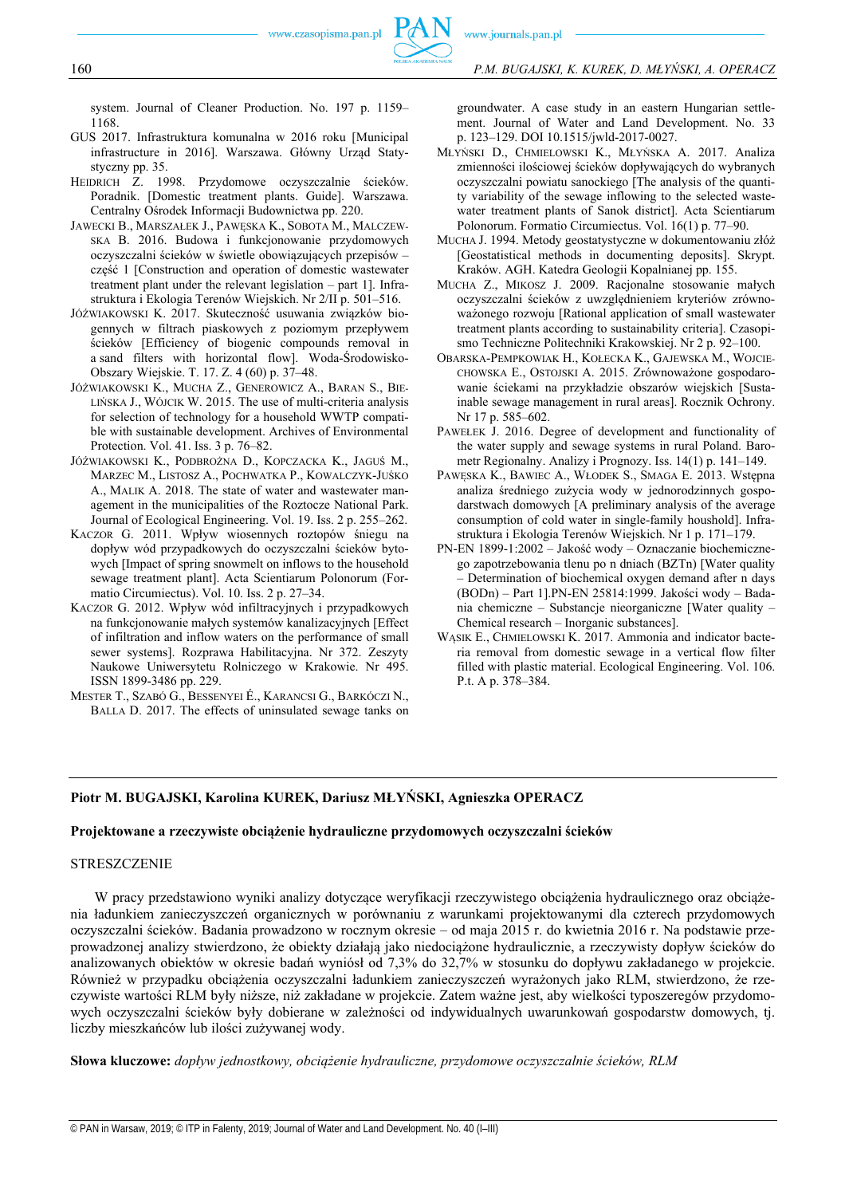system. Journal of Cleaner Production. No. 197 p. 1159–1168.

GUS 2017. Infrastruktura komunalna w 2016 roku [Municipal infrastructure in 2016]. Warszawa. Główny Urząd Statystyczny pp. 35.

HEIDRICH Z. 1998. Przydomowe oczyszczalnie ścieków. Poradnik. [Domestic treatment plants. Guide]. Warszawa. Centralny Ośrodek Informacji Budownictwa pp. 220.

JAWECKI B., MARSZAŁEK J., PAWĘSKA K., SOBOTA M., MALCZEWSKA B. 2016. Budowa i funkcjonowanie przydomowych oczyszczalni ścieków w świetle obowiązujących przepisów – część 1 [Construction and operation of domestic wastewater treatment plant under the relevant legislation – part 1]. Infrastruktura i Ekologia Terenów Wiejskich. Nr 2/II p. 501–516.

JÓŹWIAKOWSKI K. 2017. Skuteczność usuwania związków biogennych w filtrach piaskowych z poziomym przepływem ścieków [Efficiency of biogenic compounds removal in a sand filters with horizontal flow]. Woda-Środowisko-Obszary Wiejskie. T. 17. Z. 4 (60) p. 37–48.

JÓŹWIAKOWSKI K., MUCHA Z., GENEROWICZ A., BARAN S., BIELIŃSKA J., WÓJCIK W. 2015. The use of multi-criteria analysis for selection of technology for a household WWTP compatible with sustainable development. Archives of Environmental Protection. Vol. 41. Iss. 3 p. 76–82.

JÓŹWIAKOWSKI K., PODBROŻNA D., KOPCZACKA K., JAGUŚ M., MARZEC M., LISTOSZ A., POCHWATKA P., KOWALCZYK-JUŚKO A., MALIK A. 2018. The state of water and wastewater management in the municipalities of the Roztocze National Park. Journal of Ecological Engineering. Vol. 19. Iss. 2 p. 255–262.

KACZOR G. 2011. Wpływ wiosennych roztopów śniegu na dopływ wód przypadkowych do oczyszczalni ścieków bytowych [Impact of spring snowmelt on inflows to the household sewage treatment plant]. Acta Scientiarum Polonorum (Formatio Circumiectus). Vol. 10. Iss. 2 p. 27–34.

KACZOR G. 2012. Wpływ wód infiltracyjnych i przypadkowych na funkcjonowanie małych systemów kanalizacyjnych [Effect of infiltration and inflow waters on the performance of small sewer systems]. Rozprawa Habilitacyjna. Nr 372. Zeszyty Naukowe Uniwersytetu Rolniczego w Krakowie. Nr 495. ISSN 1899-3486 pp. 229.

MESTER T., SZABÓ G., BESSENYEI É., KARANCSI G., BARKÓCZI N., BALLA D. 2017. The effects of uninsulated sewage tanks on groundwater. A case study in an eastern Hungarian settlement. Journal of Water and Land Development. No. 33 p. 123–129. DOI 10.1515/jwld-2017-0027.

MŁYŃSKI D., CHMIELOWSKI K., MŁYŃSKA A. 2017. Analiza zmienności ilościowej ścieków dopływających do wybranych oczyszczalni powiatu sanockiego [The analysis of the quantity variability of the sewage inflowing to the selected wastewater treatment plants of Sanok district]. Acta Scientiarum Polonorum. Formatio Circumiectus. Vol. 16(1) p. 77–90.

MUCHA J. 1994. Metody geostatystyczne w dokumentowaniu złóż [Geostatistical methods in documenting deposits]. Skrypt. Kraków. AGH. Katedra Geologii Kopalnianej pp. 155.

MUCHA Z., MIKOSZ J. 2009. Racjonalne stosowanie małych oczyszczalni ścieków z uwzględnieniem kryteriów zrównoważonego rozwoju [Rational application of small wastewater treatment plants according to sustainability criteria]. Czasopismo Techniczne Politechniki Krakowskiej. Nr 2 p. 92–100.

OBARSKA-PEMPKOWIAK H., KOŁECKA K., GAJEWSKA M., WOJCIECHOWSKA E., OSTOJSKI A. 2015. Zrównoważone gospodarowanie ściekami na przykładzie obszarów wiejskich [Sustainable sewage management in rural areas]. Rocznik Ochrony. Nr 17 p. 585–602.

PAWEŁEK J. 2016. Degree of development and functionality of the water supply and sewage systems in rural Poland. Barometr Regionalny. Analizy i Prognozy. Iss. 14(1) p. 141–149.

PAWĘSKA K., BAWIEC A., WŁODEK S., SMAGA E. 2013. Wstępna analiza średniego zużycia wody w jednorodzinnych gospodarstwach domowych [A preliminary analysis of the average consumption of cold water in single-family houshold]. Infrastruktura i Ekologia Terenów Wiejskich. Nr 1 p. 171–179.

PN-EN 1899-1:2002 – Jakość wody – Oznaczanie biochemicznego zapotrzebowania tlenu po n dniach (BZTn) [Water quality – Determination of biochemical oxygen demand after n days (BODn) – Part 1].PN-EN 25814:1999. Jakości wody – Badania chemiczne – Substancje nieorganiczne [Water quality – Chemical research – Inorganic substances].

WĄSIK E., CHMIELOWSKI K. 2017. Ammonia and indicator bacteria removal from domestic sewage in a vertical flow filter filled with plastic material. Ecological Engineering. Vol. 106. P.t. A p. 378–384.

---

**Piotr M. BUGAJSKI, Karolina KUREK, Dariusz MŁYŃSKI, Agnieszka OPERACZ**

**Projektowane a rzeczywiste obciążenie hydrauliczne przydomowych oczyszczalni ścieków**

STRESZCZENIE

W pracy przedstawiono wyniki analizy dotyczące weryfikacji rzeczywistego obciążenia hydraulicznego oraz obciążenia ładunkiem zanieczyszczeń organicznych w porównaniu z warunkami projektowanymi dla czterech przydomowych oczyszczalni ścieków. Badania prowadzono w rocznym okresie – od maja 2015 r. do kwietnia 2016 r. Na podstawie przeprowadzonej analizy stwierdzono, że obiekty działają jako niedociążone hydraulicznie, a rzeczywisty dopływ ścieków do analizowanych obiektów w okresie badań wyniósł od 7,3% do 32,7% w stosunku do dopływu zakładanego w projekcie. Również w przypadku obciążenia oczyszczalni ładunkiem zanieczyszczeń wyrażonych jako RLM, stwierdzono, że rzeczywiste wartości RLM były niższe, niż zakładane w projekcie. Zatem ważne jest, aby wielkości typoszeregów przydomowych oczyszczalni ścieków były dobierane w zależności od indywidualnych uwarunkowań gospodarstw domowych, tj. liczby mieszkańców lub ilości zużywanej wody.

**Słowa kluczowe:** *dopływ jednostkowy, obciążenie hydrauliczne, przydomowe oczyszczalnie ścieków, RLM*